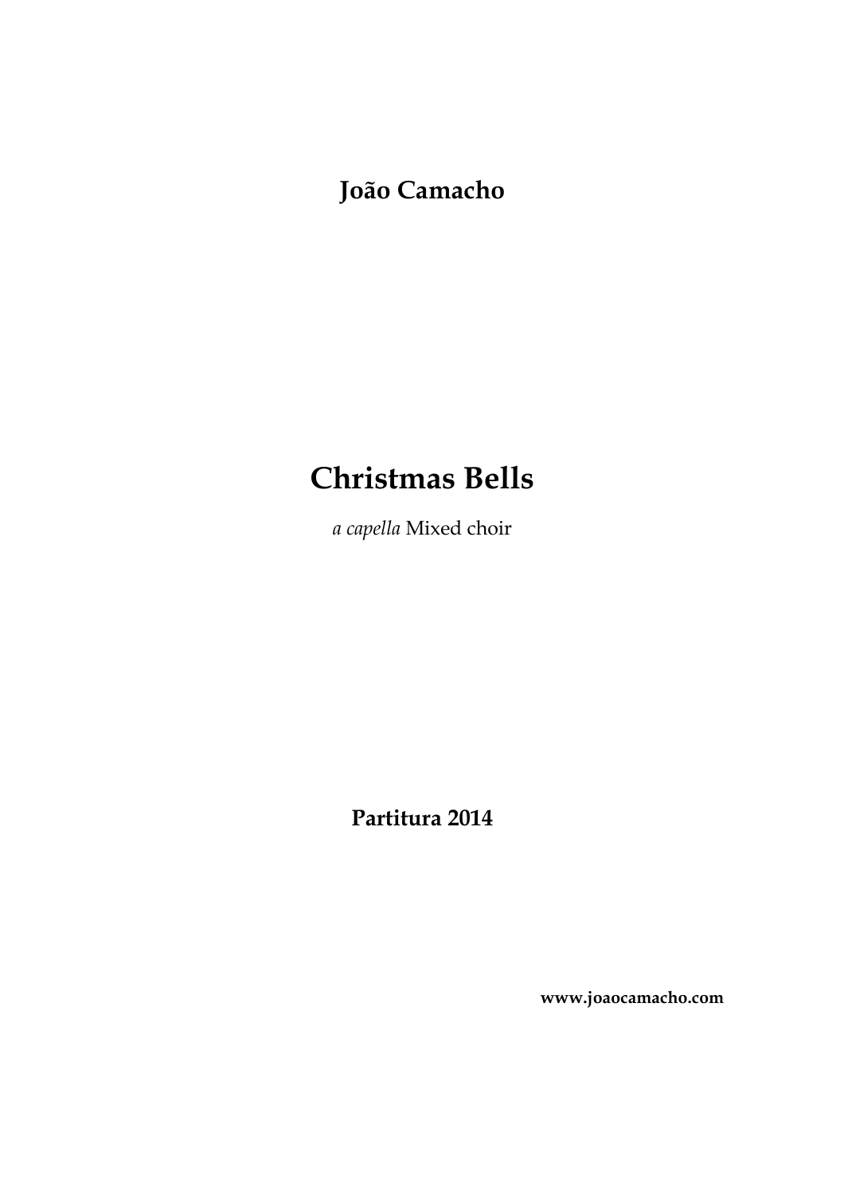**João Camacho**

# Christmas Bells

*a capella* Mixed choir

**Partitura 2014**

**www.joaocamacho.com**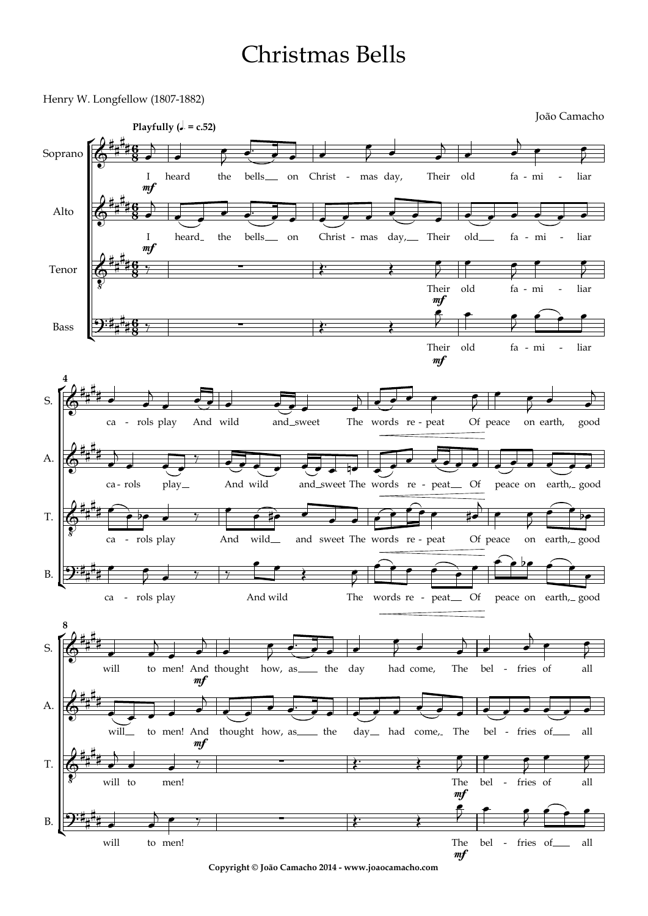# Christmas Bells

Henry W. Longfellow (1807-1882)

João Camacho

Copyright © João Camacho 2014 - www.joaocamacho.com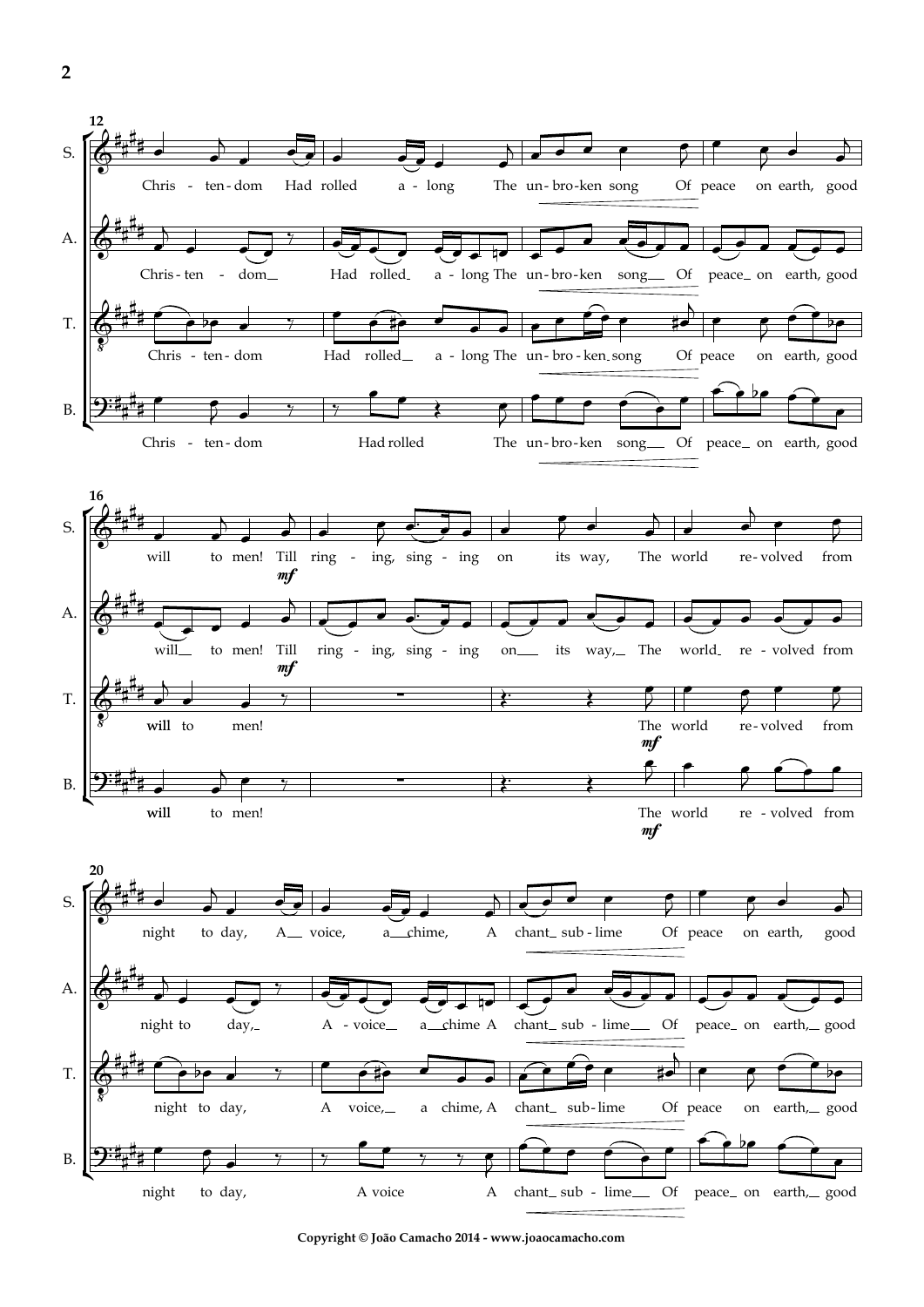**12**

S. Chris - ten - dom Had rolled a - long The un - bro - ken song Of peace on earth, good

A. Chris - ten - dom Had rolled a - long The un - bro - ken song Of peace on earth, good

T. Chris - ten - dom Had rolled a - long The un - bro - ken song Of peace on earth, good

B. Chris - ten - dom Had rolled The un - bro - ken song Of peace on earth, good

**16**

S. will to men! Till *mf* ring - ing, sing - ing on its way, The world re - volved from

A. will to men! Till *mf* ring - ing, sing - ing on its way, The world re - volved from

T. will to men! The world *mf* re - volved from

B. will to men! The world *mf* re - volved from

**20**

S. night to day, A voice, a chime, A chant sub - lime Of peace on earth, good

A. night to day, A - voice a chime A chant sub - lime Of peace on earth, good

T. night to day, A voice, a chime, A chant sub - lime Of peace on earth, good

B. night to day, A voice A chant sub - lime Of peace on earth, good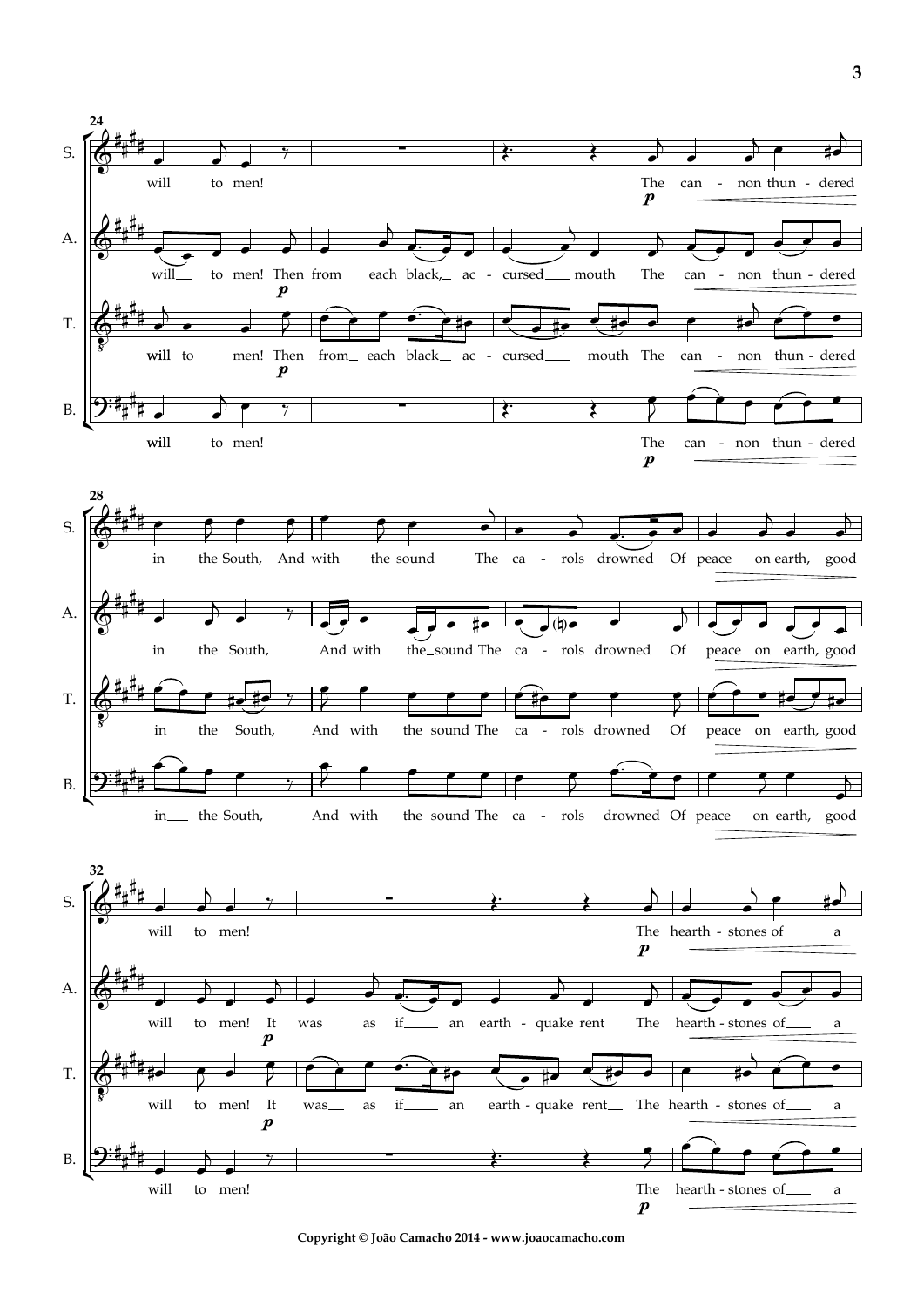**24**

S.: will to men! The can - non thun - dered *p*

A.: will to men! Then from each black, ac - cursed mouth The can - non thun - dered *p*

T.: will to men! Then from each black ac - cursed mouth The can - non thun - dered *p*

B.: will to men! The can - non thun - dered *p*

**28**

S.: in the South, And with the sound The ca - rols drowned Of peace on earth, good

A.: in the South, And with the sound The ca - rols drowned Of peace on earth, good

T.: in the South, And with the sound The ca - rols drowned Of peace on earth, good

B.: in the South, And with the sound The ca - rols drowned Of peace on earth, good

**32**

S.: will to men! The hearth - stones of a *p*

A.: will to men! It was as if an earth - quake rent The hearth - stones of a *p*

T.: will to men! It was as if an earth - quake rent The hearth - stones of a *p*

B.: will to men! The hearth - stones of a *p*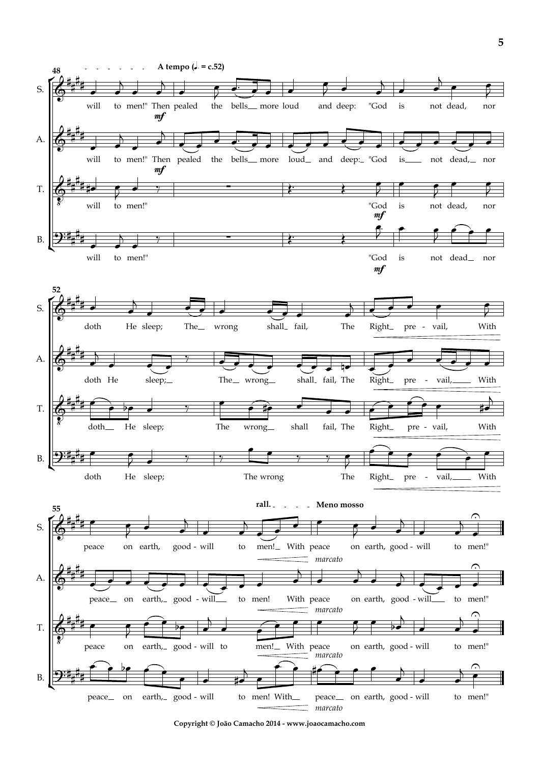A tempo (♩. = c.52)

**S.** will to men!" Then pealed the bells more loud and deep: "God is not dead, nor doth He sleep; The wrong shall fail, The Right pre - vail, With peace on earth, good - will to men! With peace on earth, good - will to men!"

**A.** will to men!" Then pealed the bells more loud and deep: "God is not dead, nor doth He sleep; The wrong shall fail, The Right pre - vail, With peace on earth, good - will to men! With peace on earth, good - will to men!"

**T.** will to men!" "God is not dead, nor doth He sleep; The wrong shall fail, The Right pre - vail, With peace on earth, good - will to men! With peace on earth, good - will to men!"

**B.** will to men!" "God is not dead nor doth He sleep; The wrong The Right pre - vail, With peace on earth, good - will to men! With peace on earth, good - will to men!"

*mf* — rall. — Meno mosso — *marcato*

Copyright © João Camacho 2014 - www.joaocamacho.com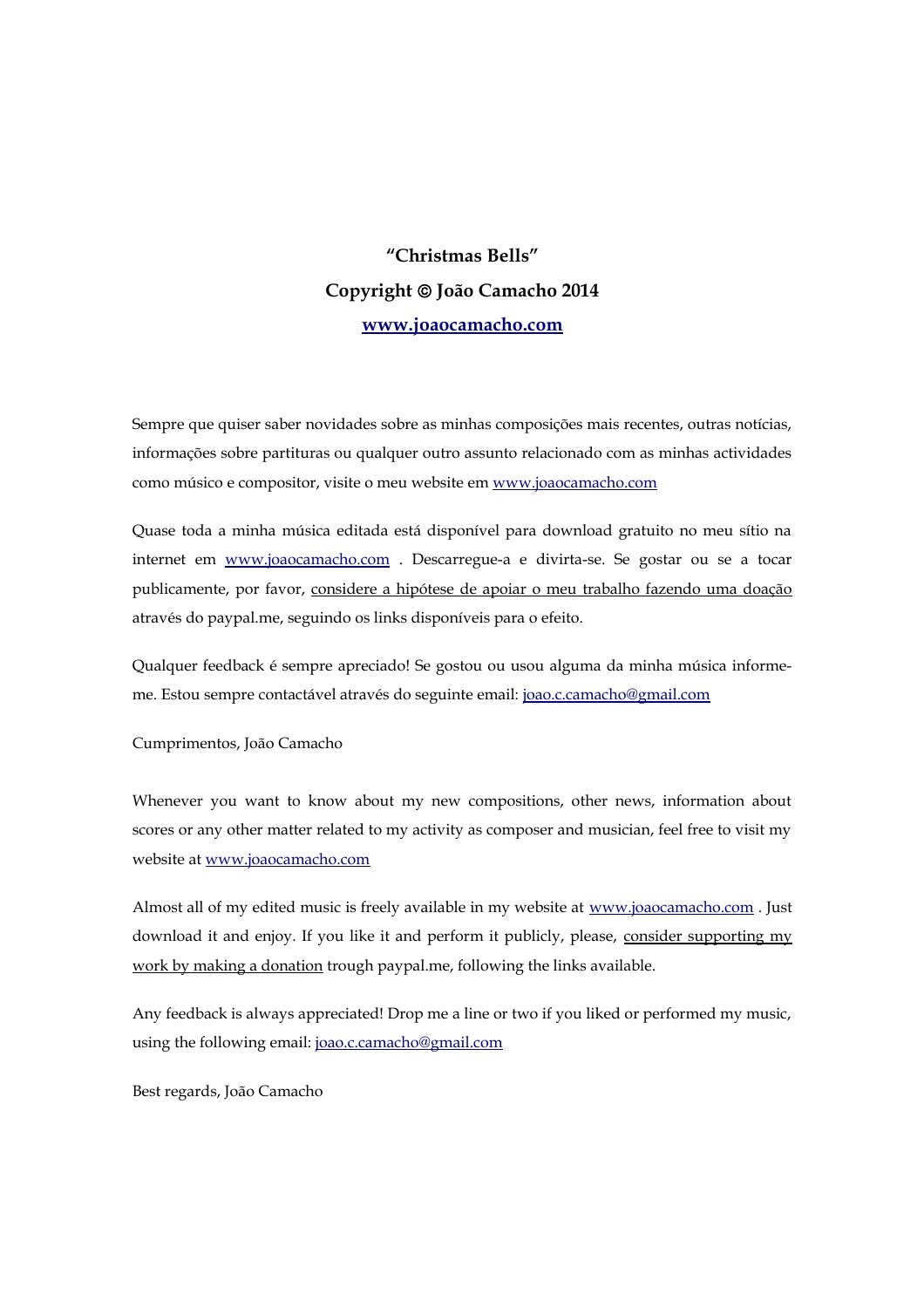**“Christmas Bells”**

**Copyright © João Camacho 2014**

**www.joaocamacho.com**

Sempre que quiser saber novidades sobre as minhas composições mais recentes, outras notícias, informações sobre partituras ou qualquer outro assunto relacionado com as minhas actividades como músico e compositor, visite o meu website em www.joaocamacho.com

Quase toda a minha música editada está disponível para download gratuito no meu sítio na internet em www.joaocamacho.com . Descarregue-a e divirta-se. Se gostar ou se a tocar publicamente, por favor, considere a hipótese de apoiar o meu trabalho fazendo uma doação através do paypal.me, seguindo os links disponíveis para o efeito.

Qualquer feedback é sempre apreciado! Se gostou ou usou alguma da minha música informe-me. Estou sempre contactável através do seguinte email: joao.c.camacho@gmail.com

Cumprimentos, João Camacho

Whenever you want to know about my new compositions, other news, information about scores or any other matter related to my activity as composer and musician, feel free to visit my website at www.joaocamacho.com

Almost all of my edited music is freely available in my website at www.joaocamacho.com . Just download it and enjoy. If you like it and perform it publicly, please, consider supporting my work by making a donation trough paypal.me, following the links available.

Any feedback is always appreciated! Drop me a line or two if you liked or performed my music, using the following email: joao.c.camacho@gmail.com

Best regards, João Camacho